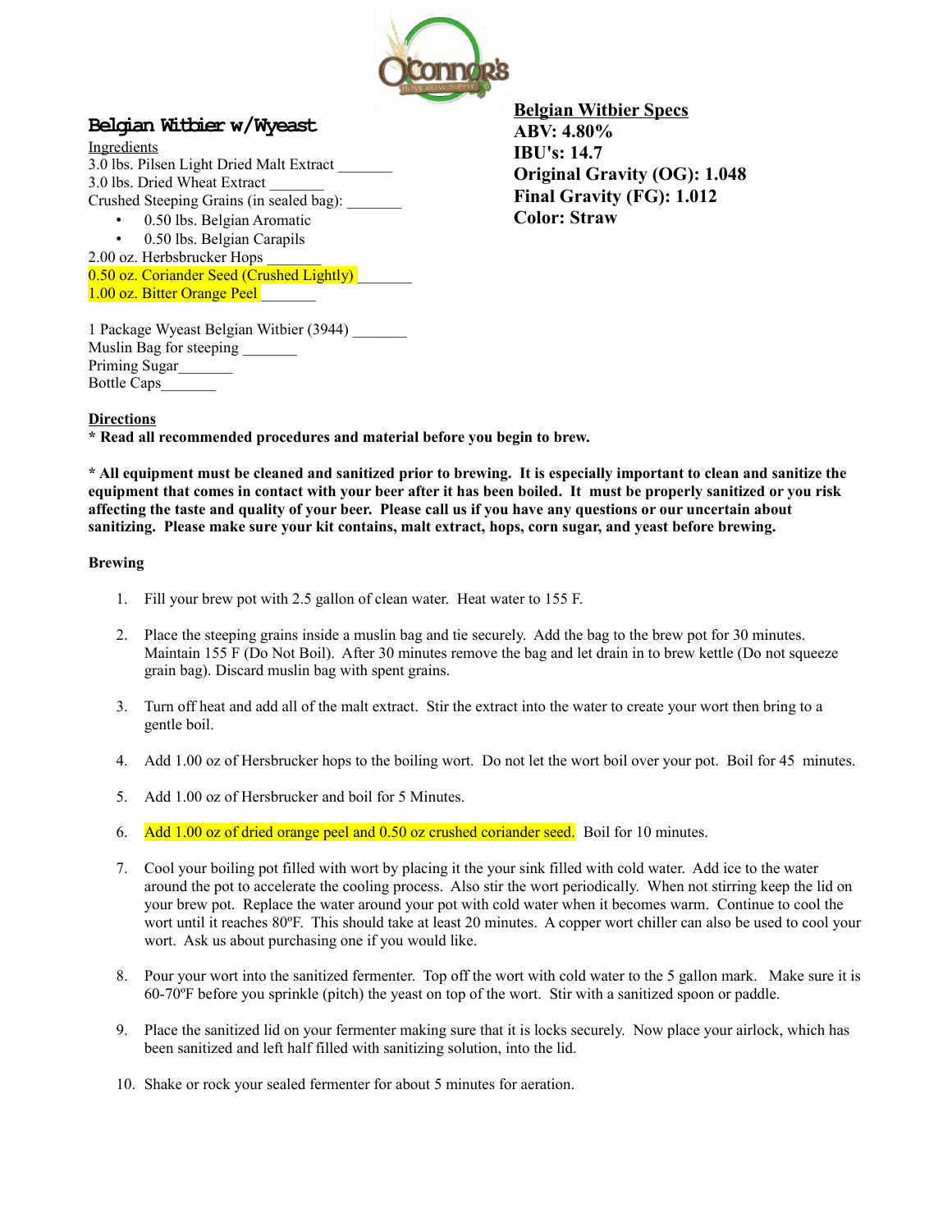## Belgian Witbier w/Wyeast

Ingredients

3.0 lbs. Pilsen Light Dried Malt Extract _______
3.0 lbs. Dried Wheat Extract _______
Crushed Steeping Grains (in sealed bag): _______

- 0.50 lbs. Belgian Aromatic
- 0.50 lbs. Belgian Carapils

2.00 oz. Herbsbrucker Hops _______
0.50 oz. Coriander Seed (Crushed Lightly) _______
1.00 oz. Bitter Orange Peel _______

1 Package Wyeast Belgian Witbier (3944) _______
Muslin Bag for steeping _______
Priming Sugar_______
Bottle Caps_______

**Belgian Witbier Specs**

**ABV: 4.80%**
**IBU's: 14.7**
**Original Gravity (OG): 1.048**
**Final Gravity (FG): 1.012**
**Color: Straw**

Directions

**\* Read all recommended procedures and material before you begin to brew.**

**\* All equipment must be cleaned and sanitized prior to brewing. It is especially important to clean and sanitize the equipment that comes in contact with your beer after it has been boiled. It must be properly sanitized or you risk affecting the taste and quality of your beer. Please call us if you have any questions or our uncertain about sanitizing. Please make sure your kit contains, malt extract, hops, corn sugar, and yeast before brewing.**

**Brewing**

1. Fill your brew pot with 2.5 gallon of clean water. Heat water to 155 F.
2. Place the steeping grains inside a muslin bag and tie securely. Add the bag to the brew pot for 30 minutes. Maintain 155 F (Do Not Boil). After 30 minutes remove the bag and let drain in to brew kettle (Do not squeeze grain bag). Discard muslin bag with spent grains.
3. Turn off heat and add all of the malt extract. Stir the extract into the water to create your wort then bring to a gentle boil.
4. Add 1.00 oz of Hersbrucker hops to the boiling wort. Do not let the wort boil over your pot. Boil for 45 minutes.
5. Add 1.00 oz of Hersbrucker and boil for 5 Minutes.
6. Add 1.00 oz of dried orange peel and 0.50 oz crushed coriander seed. Boil for 10 minutes.
7. Cool your boiling pot filled with wort by placing it the your sink filled with cold water. Add ice to the water around the pot to accelerate the cooling process. Also stir the wort periodically. When not stirring keep the lid on your brew pot. Replace the water around your pot with cold water when it becomes warm. Continue to cool the wort until it reaches 80ºF. This should take at least 20 minutes. A copper wort chiller can also be used to cool your wort. Ask us about purchasing one if you would like.
8. Pour your wort into the sanitized fermenter. Top off the wort with cold water to the 5 gallon mark. Make sure it is 60-70ºF before you sprinkle (pitch) the yeast on top of the wort. Stir with a sanitized spoon or paddle.
9. Place the sanitized lid on your fermenter making sure that it is locks securely. Now place your airlock, which has been sanitized and left half filled with sanitizing solution, into the lid.
10. Shake or rock your sealed fermenter for about 5 minutes for aeration.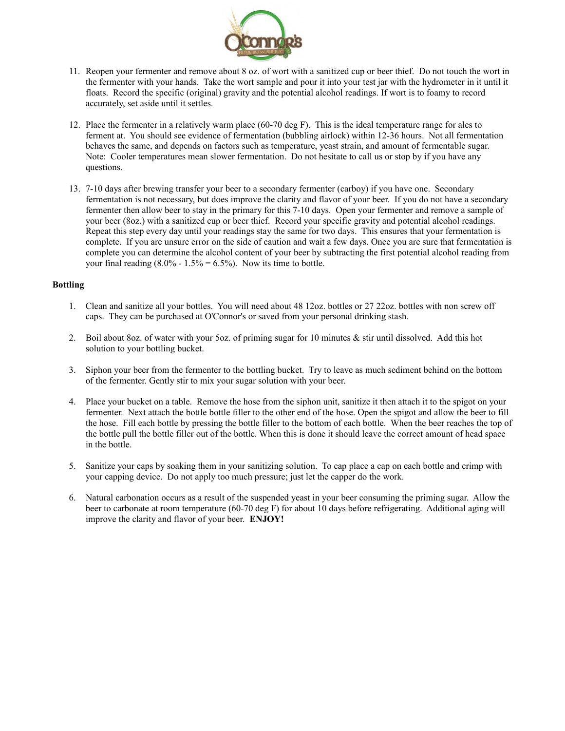11. Reopen your fermenter and remove about 8 oz. of wort with a sanitized cup or beer thief. Do not touch the wort in the fermenter with your hands. Take the wort sample and pour it into your test jar with the hydrometer in it until it floats. Record the specific (original) gravity and the potential alcohol readings. If wort is to foamy to record accurately, set aside until it settles.

12. Place the fermenter in a relatively warm place (60-70 deg F). This is the ideal temperature range for ales to ferment at. You should see evidence of fermentation (bubbling airlock) within 12-36 hours. Not all fermentation behaves the same, and depends on factors such as temperature, yeast strain, and amount of fermentable sugar. Note: Cooler temperatures mean slower fermentation. Do not hesitate to call us or stop by if you have any questions.

13. 7-10 days after brewing transfer your beer to a secondary fermenter (carboy) if you have one. Secondary fermentation is not necessary, but does improve the clarity and flavor of your beer. If you do not have a secondary fermenter then allow beer to stay in the primary for this 7-10 days. Open your fermenter and remove a sample of your beer (8oz.) with a sanitized cup or beer thief. Record your specific gravity and potential alcohol readings. Repeat this step every day until your readings stay the same for two days. This ensures that your fermentation is complete. If you are unsure error on the side of caution and wait a few days. Once you are sure that fermentation is complete you can determine the alcohol content of your beer by subtracting the first potential alcohol reading from your final reading (8.0% - 1.5% = 6.5%). Now its time to bottle.

**Bottling**

1. Clean and sanitize all your bottles. You will need about 48 12oz. bottles or 27 22oz. bottles with non screw off caps. They can be purchased at O'Connor's or saved from your personal drinking stash.

2. Boil about 8oz. of water with your 5oz. of priming sugar for 10 minutes & stir until dissolved. Add this hot solution to your bottling bucket.

3. Siphon your beer from the fermenter to the bottling bucket. Try to leave as much sediment behind on the bottom of the fermenter. Gently stir to mix your sugar solution with your beer.

4. Place your bucket on a table. Remove the hose from the siphon unit, sanitize it then attach it to the spigot on your fermenter. Next attach the bottle bottle filler to the other end of the hose. Open the spigot and allow the beer to fill the hose. Fill each bottle by pressing the bottle filler to the bottom of each bottle. When the beer reaches the top of the bottle pull the bottle filler out of the bottle. When this is done it should leave the correct amount of head space in the bottle.

5. Sanitize your caps by soaking them in your sanitizing solution. To cap place a cap on each bottle and crimp with your capping device. Do not apply too much pressure; just let the capper do the work.

6. Natural carbonation occurs as a result of the suspended yeast in your beer consuming the priming sugar. Allow the beer to carbonate at room temperature (60-70 deg F) for about 10 days before refrigerating. Additional aging will improve the clarity and flavor of your beer. **ENJOY!**